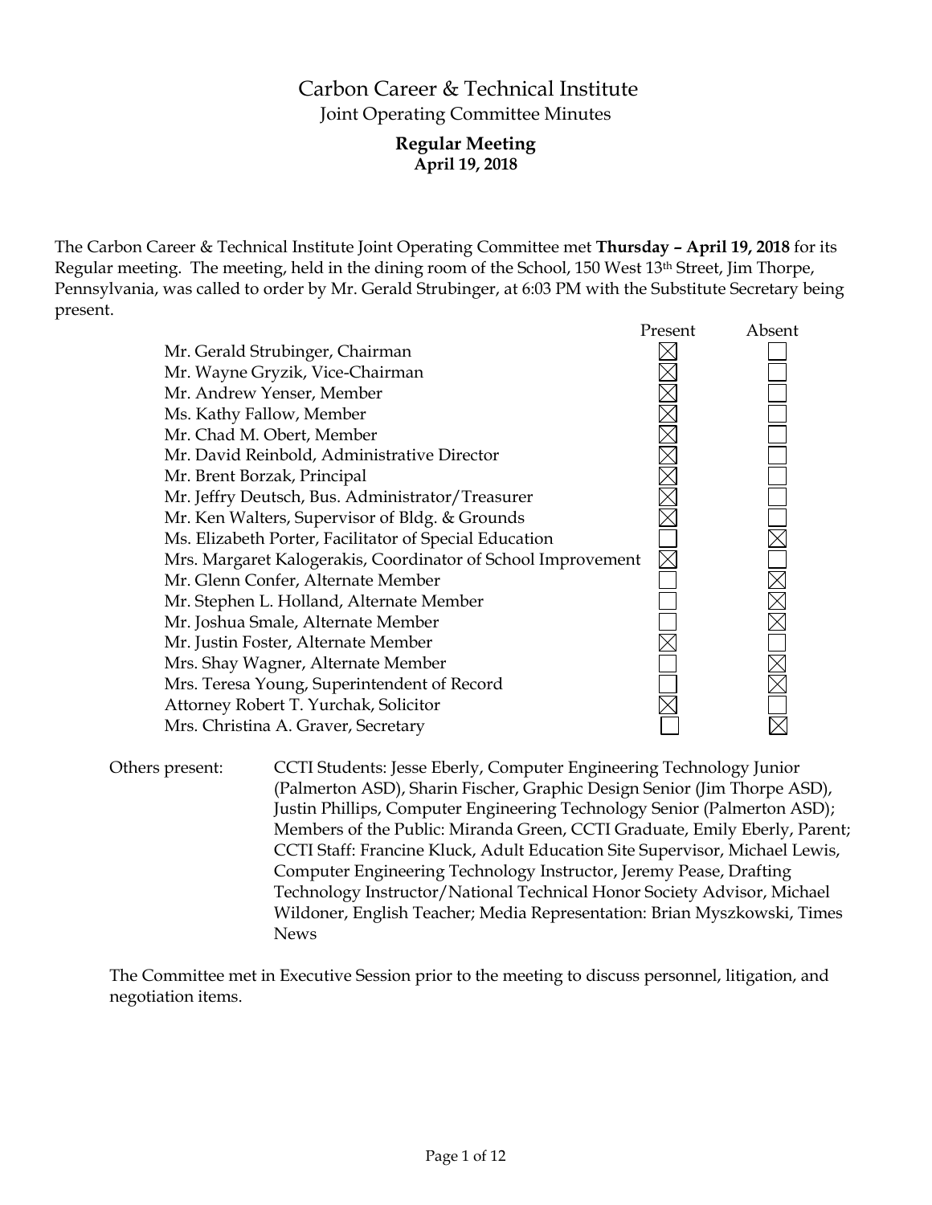# Carbon Career & Technical Institute

Joint Operating Committee Minutes

**Regular Meeting**
**April 19, 2018**

The Carbon Career & Technical Institute Joint Operating Committee met **Thursday – April 19, 2018** for its Regular meeting. The meeting, held in the dining room of the School, 150 West 13th Street, Jim Thorpe, Pennsylvania, was called to order by Mr. Gerald Strubinger, at 6:03 PM with the Substitute Secretary being present.

| | Present | Absent |
|---|---|---|
| Mr. Gerald Strubinger, Chairman | ☒ | ☐ |
| Mr. Wayne Gryzik, Vice-Chairman | ☒ | ☐ |
| Mr. Andrew Yenser, Member | ☒ | ☐ |
| Ms. Kathy Fallow, Member | ☒ | ☐ |
| Mr. Chad M. Obert, Member | ☒ | ☐ |
| Mr. David Reinbold, Administrative Director | ☒ | ☐ |
| Mr. Brent Borzak, Principal | ☒ | ☐ |
| Mr. Jeffry Deutsch, Bus. Administrator/Treasurer | ☒ | ☐ |
| Mr. Ken Walters, Supervisor of Bldg. & Grounds | ☒ | ☐ |
| Ms. Elizabeth Porter, Facilitator of Special Education | ☐ | ☒ |
| Mrs. Margaret Kalogerakis, Coordinator of School Improvement | ☒ | ☐ |
| Mr. Glenn Confer, Alternate Member | ☐ | ☒ |
| Mr. Stephen L. Holland, Alternate Member | ☐ | ☒ |
| Mr. Joshua Smale, Alternate Member | ☐ | ☒ |
| Mr. Justin Foster, Alternate Member | ☒ | ☐ |
| Mrs. Shay Wagner, Alternate Member | ☐ | ☒ |
| Mrs. Teresa Young, Superintendent of Record | ☐ | ☒ |
| Attorney Robert T. Yurchak, Solicitor | ☒ | ☐ |
| Mrs. Christina A. Graver, Secretary | ☐ | ☒ |

Others present: CCTI Students: Jesse Eberly, Computer Engineering Technology Junior (Palmerton ASD), Sharin Fischer, Graphic Design Senior (Jim Thorpe ASD), Justin Phillips, Computer Engineering Technology Senior (Palmerton ASD); Members of the Public: Miranda Green, CCTI Graduate, Emily Eberly, Parent; CCTI Staff: Francine Kluck, Adult Education Site Supervisor, Michael Lewis, Computer Engineering Technology Instructor, Jeremy Pease, Drafting Technology Instructor/National Technical Honor Society Advisor, Michael Wildoner, English Teacher; Media Representation: Brian Myszkowski, Times News

The Committee met in Executive Session prior to the meeting to discuss personnel, litigation, and negotiation items.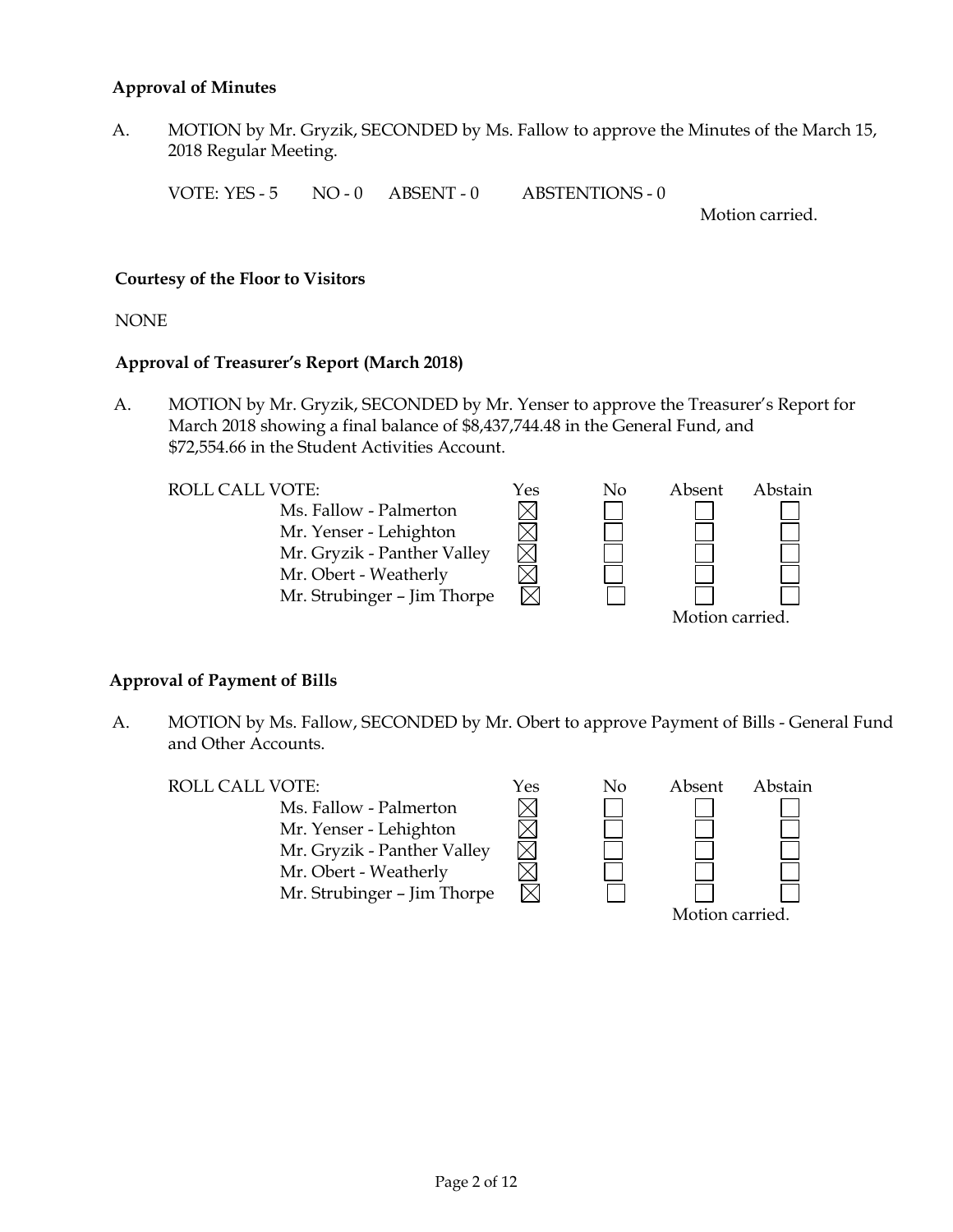**Approval of Minutes**

A. MOTION by Mr. Gryzik, SECONDED by Ms. Fallow to approve the Minutes of the March 15, 2018 Regular Meeting.

VOTE: YES - 5 NO - 0 ABSENT - 0 ABSTENTIONS - 0

Motion carried.

**Courtesy of the Floor to Visitors**

NONE

**Approval of Treasurer's Report (March 2018)**

A. MOTION by Mr. Gryzik, SECONDED by Mr. Yenser to approve the Treasurer's Report for March 2018 showing a final balance of $8,437,744.48 in the General Fund, and $72,554.66 in the Student Activities Account.

| ROLL CALL VOTE: | Yes | No | Absent | Abstain |
|---|---|---|---|---|
| Ms. Fallow - Palmerton | ☒ | ☐ | ☐ | ☐ |
| Mr. Yenser - Lehighton | ☒ | ☐ | ☐ | ☐ |
| Mr. Gryzik - Panther Valley | ☒ | ☐ | ☐ | ☐ |
| Mr. Obert - Weatherly | ☒ | ☐ | ☐ | ☐ |
| Mr. Strubinger – Jim Thorpe | ☒ | ☐ | ☐ | ☐ |

Motion carried.

**Approval of Payment of Bills**

A. MOTION by Ms. Fallow, SECONDED by Mr. Obert to approve Payment of Bills - General Fund and Other Accounts.

| ROLL CALL VOTE: | Yes | No | Absent | Abstain |
|---|---|---|---|---|
| Ms. Fallow - Palmerton | ☒ | ☐ | ☐ | ☐ |
| Mr. Yenser - Lehighton | ☒ | ☐ | ☐ | ☐ |
| Mr. Gryzik - Panther Valley | ☒ | ☐ | ☐ | ☐ |
| Mr. Obert - Weatherly | ☒ | ☐ | ☐ | ☐ |
| Mr. Strubinger – Jim Thorpe | ☒ | ☐ | ☐ | ☐ |

Motion carried.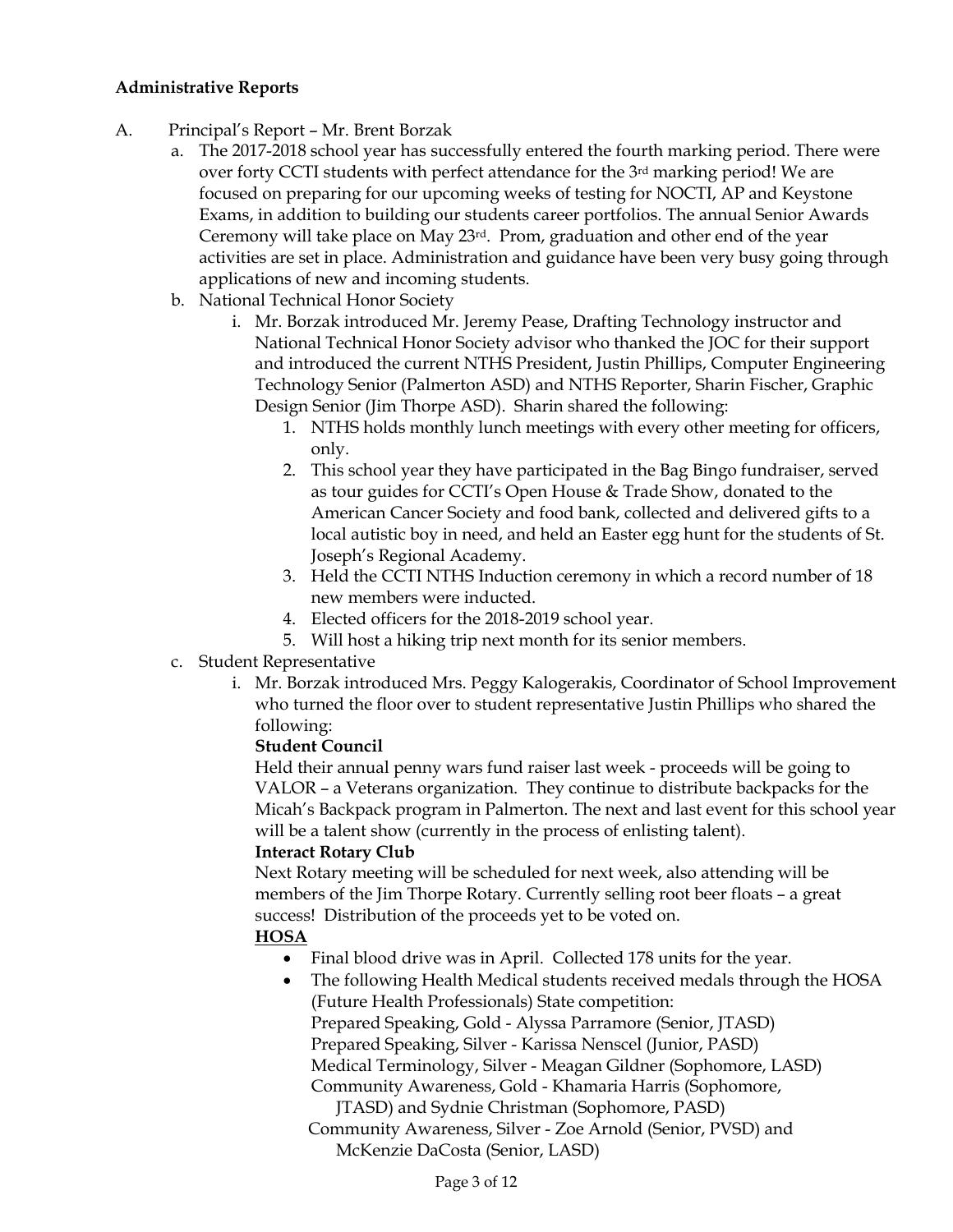**Administrative Reports**

A. Principal's Report – Mr. Brent Borzak

   a. The 2017-2018 school year has successfully entered the fourth marking period. There were over forty CCTI students with perfect attendance for the 3rd marking period! We are focused on preparing for our upcoming weeks of testing for NOCTI, AP and Keystone Exams, in addition to building our students career portfolios. The annual Senior Awards Ceremony will take place on May 23rd. Prom, graduation and other end of the year activities are set in place. Administration and guidance have been very busy going through applications of new and incoming students.

   b. National Technical Honor Society

      i. Mr. Borzak introduced Mr. Jeremy Pease, Drafting Technology instructor and National Technical Honor Society advisor who thanked the JOC for their support and introduced the current NTHS President, Justin Phillips, Computer Engineering Technology Senior (Palmerton ASD) and NTHS Reporter, Sharin Fischer, Graphic Design Senior (Jim Thorpe ASD). Sharin shared the following:

         1. NTHS holds monthly lunch meetings with every other meeting for officers, only.
         2. This school year they have participated in the Bag Bingo fundraiser, served as tour guides for CCTI's Open House & Trade Show, donated to the American Cancer Society and food bank, collected and delivered gifts to a local autistic boy in need, and held an Easter egg hunt for the students of St. Joseph's Regional Academy.
         3. Held the CCTI NTHS Induction ceremony in which a record number of 18 new members were inducted.
         4. Elected officers for the 2018-2019 school year.
         5. Will host a hiking trip next month for its senior members.

   c. Student Representative

      i. Mr. Borzak introduced Mrs. Peggy Kalogerakis, Coordinator of School Improvement who turned the floor over to student representative Justin Phillips who shared the following:

      **Student Council**

      Held their annual penny wars fund raiser last week - proceeds will be going to VALOR – a Veterans organization. They continue to distribute backpacks for the Micah's Backpack program in Palmerton. The next and last event for this school year will be a talent show (currently in the process of enlisting talent).

      **Interact Rotary Club**

      Next Rotary meeting will be scheduled for next week, also attending will be members of the Jim Thorpe Rotary. Currently selling root beer floats – a great success! Distribution of the proceeds yet to be voted on.

      **HOSA**

      - Final blood drive was in April. Collected 178 units for the year.
      - The following Health Medical students received medals through the HOSA (Future Health Professionals) State competition:
        Prepared Speaking, Gold - Alyssa Parramore (Senior, JTASD)
        Prepared Speaking, Silver - Karissa Nenscel (Junior, PASD)
        Medical Terminology, Silver - Meagan Gildner (Sophomore, LASD)
        Community Awareness, Gold - Khamaria Harris (Sophomore, JTASD) and Sydnie Christman (Sophomore, PASD)
        Community Awareness, Silver - Zoe Arnold (Senior, PVSD) and McKenzie DaCosta (Senior, LASD)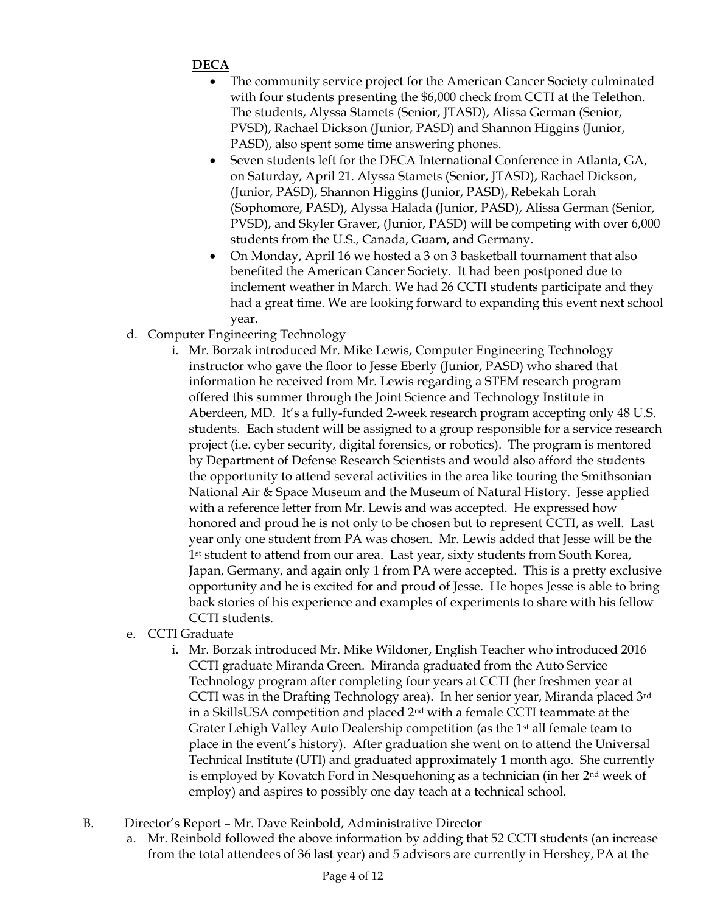**DECA**

- The community service project for the American Cancer Society culminated with four students presenting the $6,000 check from CCTI at the Telethon. The students, Alyssa Stamets (Senior, JTASD), Alissa German (Senior, PVSD), Rachael Dickson (Junior, PASD) and Shannon Higgins (Junior, PASD), also spent some time answering phones.
- Seven students left for the DECA International Conference in Atlanta, GA, on Saturday, April 21. Alyssa Stamets (Senior, JTASD), Rachael Dickson, (Junior, PASD), Shannon Higgins (Junior, PASD), Rebekah Lorah (Sophomore, PASD), Alyssa Halada (Junior, PASD), Alissa German (Senior, PVSD), and Skyler Graver, (Junior, PASD) will be competing with over 6,000 students from the U.S., Canada, Guam, and Germany.
- On Monday, April 16 we hosted a 3 on 3 basketball tournament that also benefited the American Cancer Society. It had been postponed due to inclement weather in March. We had 26 CCTI students participate and they had a great time. We are looking forward to expanding this event next school year.

d. Computer Engineering Technology

i. Mr. Borzak introduced Mr. Mike Lewis, Computer Engineering Technology instructor who gave the floor to Jesse Eberly (Junior, PASD) who shared that information he received from Mr. Lewis regarding a STEM research program offered this summer through the Joint Science and Technology Institute in Aberdeen, MD. It's a fully-funded 2-week research program accepting only 48 U.S. students. Each student will be assigned to a group responsible for a service research project (i.e. cyber security, digital forensics, or robotics). The program is mentored by Department of Defense Research Scientists and would also afford the students the opportunity to attend several activities in the area like touring the Smithsonian National Air & Space Museum and the Museum of Natural History. Jesse applied with a reference letter from Mr. Lewis and was accepted. He expressed how honored and proud he is not only to be chosen but to represent CCTI, as well. Last year only one student from PA was chosen. Mr. Lewis added that Jesse will be the 1st student to attend from our area. Last year, sixty students from South Korea, Japan, Germany, and again only 1 from PA were accepted. This is a pretty exclusive opportunity and he is excited for and proud of Jesse. He hopes Jesse is able to bring back stories of his experience and examples of experiments to share with his fellow CCTI students.

e. CCTI Graduate

i. Mr. Borzak introduced Mr. Mike Wildoner, English Teacher who introduced 2016 CCTI graduate Miranda Green. Miranda graduated from the Auto Service Technology program after completing four years at CCTI (her freshmen year at CCTI was in the Drafting Technology area). In her senior year, Miranda placed 3rd in a SkillsUSA competition and placed 2nd with a female CCTI teammate at the Grater Lehigh Valley Auto Dealership competition (as the 1st all female team to place in the event's history). After graduation she went on to attend the Universal Technical Institute (UTI) and graduated approximately 1 month ago. She currently is employed by Kovatch Ford in Nesquehoning as a technician (in her 2nd week of employ) and aspires to possibly one day teach at a technical school.

B. Director's Report – Mr. Dave Reinbold, Administrative Director

a. Mr. Reinbold followed the above information by adding that 52 CCTI students (an increase from the total attendees of 36 last year) and 5 advisors are currently in Hershey, PA at the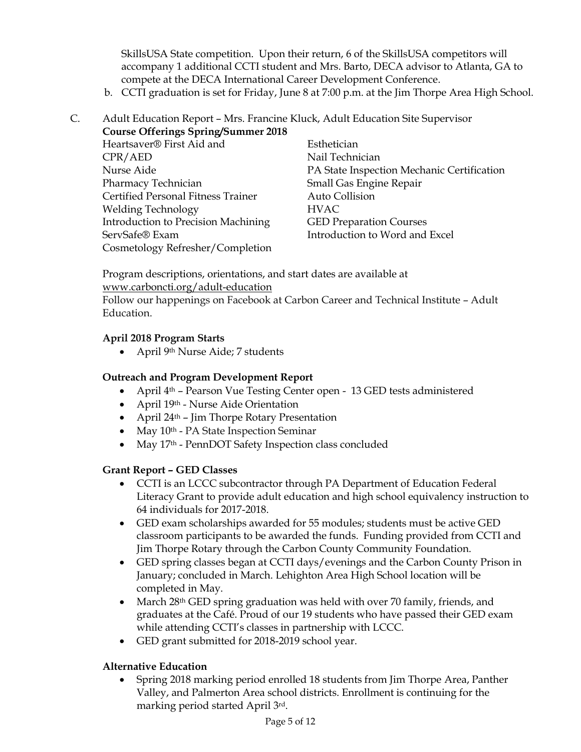SkillsUSA State competition. Upon their return, 6 of the SkillsUSA competitors will accompany 1 additional CCTI student and Mrs. Barto, DECA advisor to Atlanta, GA to compete at the DECA International Career Development Conference.

b. CCTI graduation is set for Friday, June 8 at 7:00 p.m. at the Jim Thorpe Area High School.

C. Adult Education Report – Mrs. Francine Kluck, Adult Education Site Supervisor

**Course Offerings Spring/Summer 2018**

- Heartsaver® First Aid and CPR/AED
- Nurse Aide
- Pharmacy Technician
- Certified Personal Fitness Trainer
- Welding Technology
- Introduction to Precision Machining
- ServSafe® Exam
- Cosmetology Refresher/Completion
- Esthetician
- Nail Technician
- PA State Inspection Mechanic Certification
- Small Gas Engine Repair
- Auto Collision
- HVAC
- GED Preparation Courses
- Introduction to Word and Excel

Program descriptions, orientations, and start dates are available at www.carboncti.org/adult-education
Follow our happenings on Facebook at Carbon Career and Technical Institute – Adult Education.

**April 2018 Program Starts**

- April 9th Nurse Aide; 7 students

**Outreach and Program Development Report**

- April 4th – Pearson Vue Testing Center open - 13 GED tests administered
- April 19th - Nurse Aide Orientation
- April 24th – Jim Thorpe Rotary Presentation
- May 10th - PA State Inspection Seminar
- May 17th - PennDOT Safety Inspection class concluded

**Grant Report – GED Classes**

- CCTI is an LCCC subcontractor through PA Department of Education Federal Literacy Grant to provide adult education and high school equivalency instruction to 64 individuals for 2017-2018.
- GED exam scholarships awarded for 55 modules; students must be active GED classroom participants to be awarded the funds. Funding provided from CCTI and Jim Thorpe Rotary through the Carbon County Community Foundation.
- GED spring classes began at CCTI days/evenings and the Carbon County Prison in January; concluded in March. Lehighton Area High School location will be completed in May.
- March 28th GED spring graduation was held with over 70 family, friends, and graduates at the Café. Proud of our 19 students who have passed their GED exam while attending CCTI's classes in partnership with LCCC.
- GED grant submitted for 2018-2019 school year.

**Alternative Education**

- Spring 2018 marking period enrolled 18 students from Jim Thorpe Area, Panther Valley, and Palmerton Area school districts. Enrollment is continuing for the marking period started April 3rd.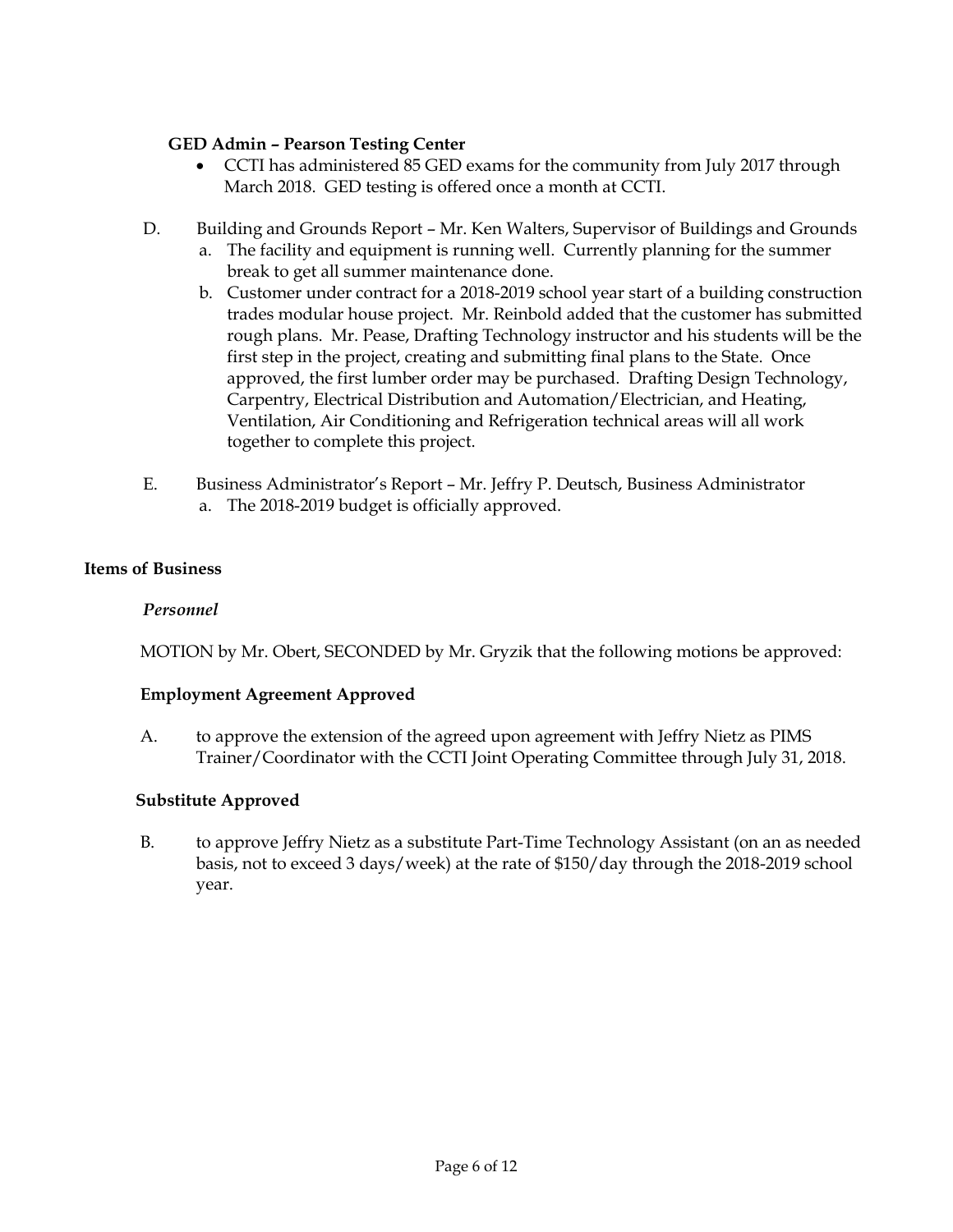**GED Admin – Pearson Testing Center**

- CCTI has administered 85 GED exams for the community from July 2017 through March 2018. GED testing is offered once a month at CCTI.

D. Building and Grounds Report – Mr. Ken Walters, Supervisor of Buildings and Grounds

   a. The facility and equipment is running well. Currently planning for the summer break to get all summer maintenance done.

   b. Customer under contract for a 2018-2019 school year start of a building construction trades modular house project. Mr. Reinbold added that the customer has submitted rough plans. Mr. Pease, Drafting Technology instructor and his students will be the first step in the project, creating and submitting final plans to the State. Once approved, the first lumber order may be purchased. Drafting Design Technology, Carpentry, Electrical Distribution and Automation/Electrician, and Heating, Ventilation, Air Conditioning and Refrigeration technical areas will all work together to complete this project.

E. Business Administrator's Report – Mr. Jeffry P. Deutsch, Business Administrator

   a. The 2018-2019 budget is officially approved.

**Items of Business**

*Personnel*

MOTION by Mr. Obert, SECONDED by Mr. Gryzik that the following motions be approved:

**Employment Agreement Approved**

A. to approve the extension of the agreed upon agreement with Jeffry Nietz as PIMS Trainer/Coordinator with the CCTI Joint Operating Committee through July 31, 2018.

**Substitute Approved**

B. to approve Jeffry Nietz as a substitute Part-Time Technology Assistant (on an as needed basis, not to exceed 3 days/week) at the rate of $150/day through the 2018-2019 school year.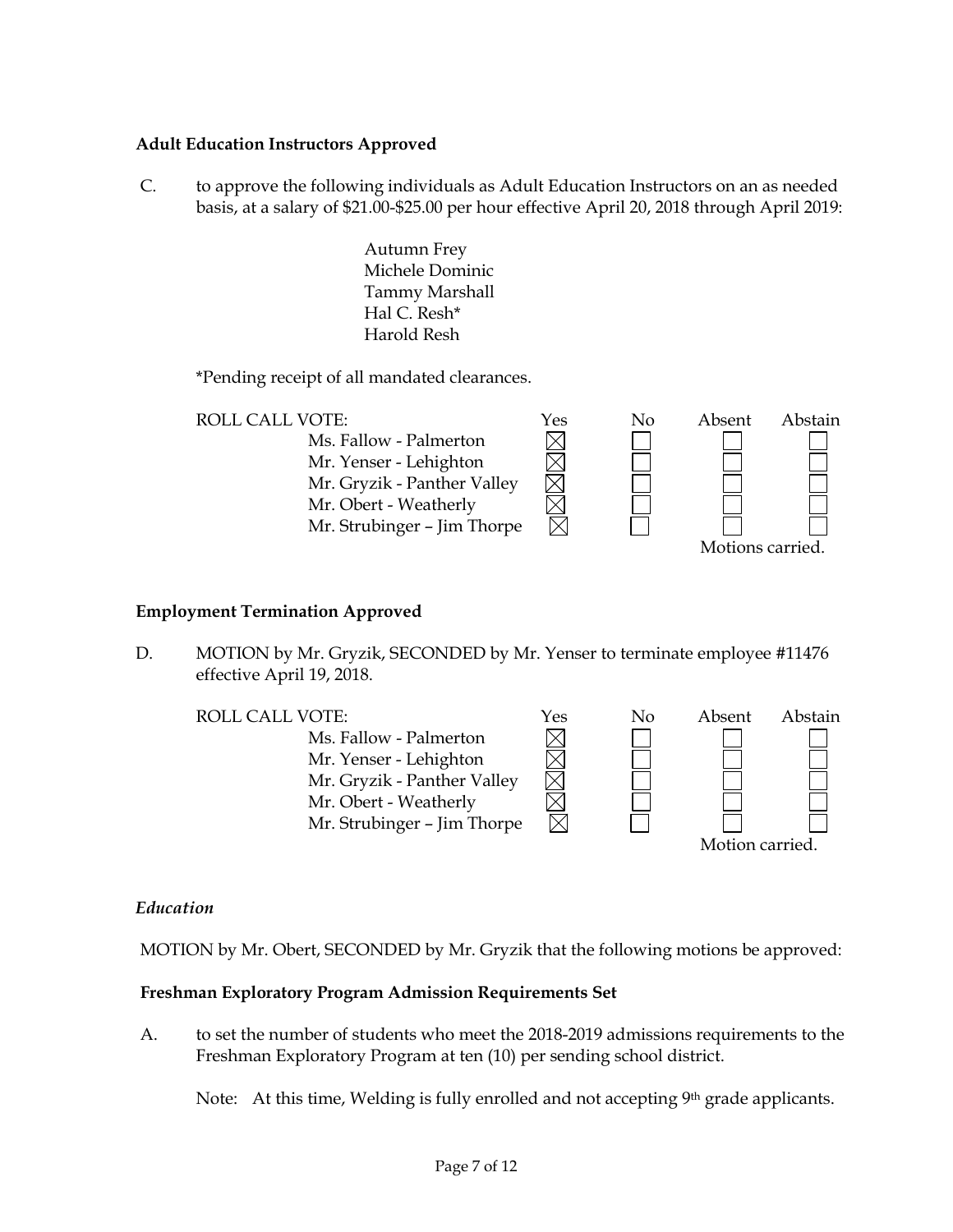### Adult Education Instructors Approved

C. to approve the following individuals as Adult Education Instructors on an as needed basis, at a salary of $21.00-$25.00 per hour effective April 20, 2018 through April 2019:

Autumn Frey
Michele Dominic
Tammy Marshall
Hal C. Resh*
Harold Resh

*Pending receipt of all mandated clearances.

| ROLL CALL VOTE: | Yes | No | Absent | Abstain |
|---|---|---|---|---|
| Ms. Fallow - Palmerton | ☒ | ☐ | ☐ | ☐ |
| Mr. Yenser - Lehighton | ☒ | ☐ | ☐ | ☐ |
| Mr. Gryzik - Panther Valley | ☒ | ☐ | ☐ | ☐ |
| Mr. Obert - Weatherly | ☒ | ☐ | ☐ | ☐ |
| Mr. Strubinger – Jim Thorpe | ☒ | ☐ | ☐ | ☐ |

Motions carried.

### Employment Termination Approved

D. MOTION by Mr. Gryzik, SECONDED by Mr. Yenser to terminate employee #11476 effective April 19, 2018.

| ROLL CALL VOTE: | Yes | No | Absent | Abstain |
|---|---|---|---|---|
| Ms. Fallow - Palmerton | ☒ | ☐ | ☐ | ☐ |
| Mr. Yenser - Lehighton | ☒ | ☐ | ☐ | ☐ |
| Mr. Gryzik - Panther Valley | ☒ | ☐ | ☐ | ☐ |
| Mr. Obert - Weatherly | ☒ | ☐ | ☐ | ☐ |
| Mr. Strubinger – Jim Thorpe | ☒ | ☐ | ☐ | ☐ |

Motion carried.

## *Education*

MOTION by Mr. Obert, SECONDED by Mr. Gryzik that the following motions be approved:

### Freshman Exploratory Program Admission Requirements Set

A. to set the number of students who meet the 2018-2019 admissions requirements to the Freshman Exploratory Program at ten (10) per sending school district.

Note: At this time, Welding is fully enrolled and not accepting 9th grade applicants.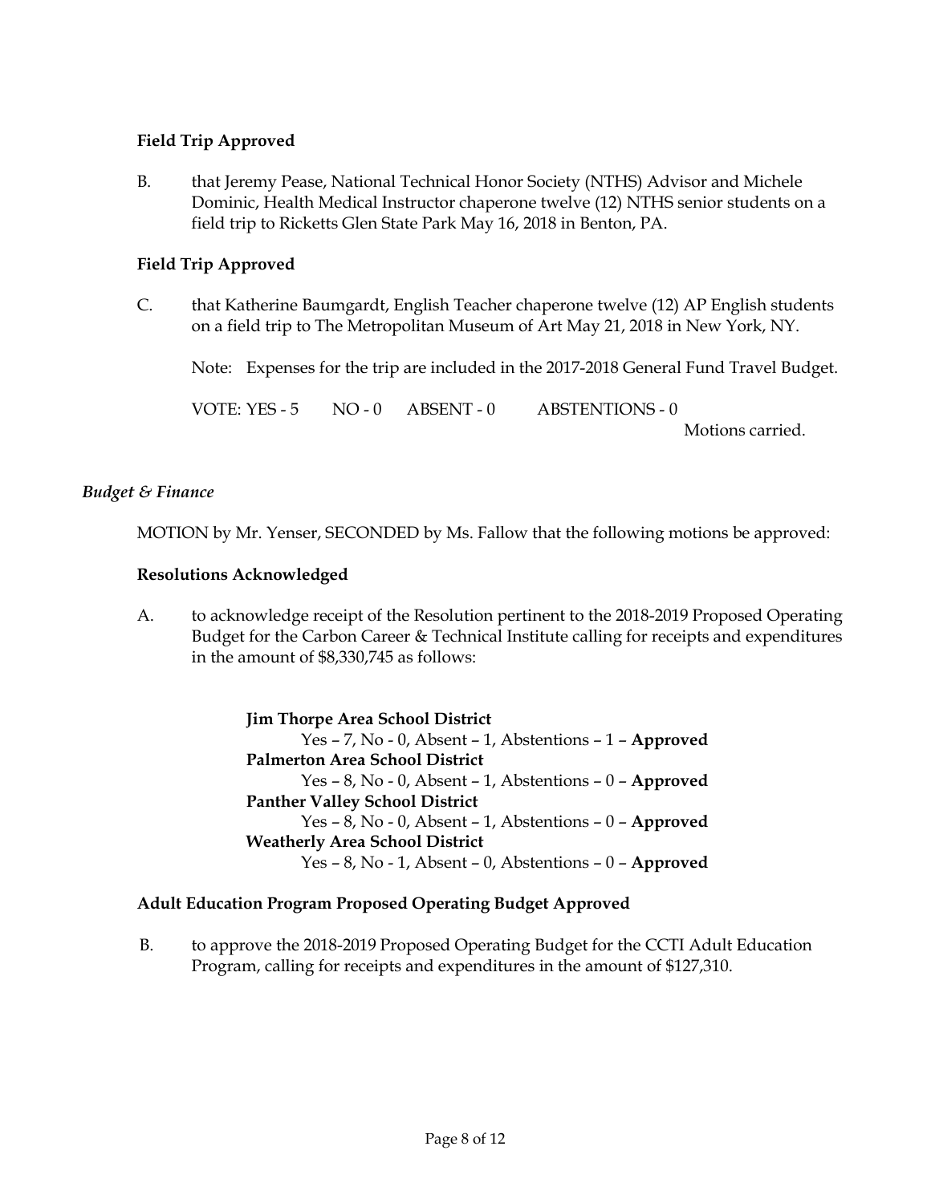**Field Trip Approved**

B. that Jeremy Pease, National Technical Honor Society (NTHS) Advisor and Michele Dominic, Health Medical Instructor chaperone twelve (12) NTHS senior students on a field trip to Ricketts Glen State Park May 16, 2018 in Benton, PA.

**Field Trip Approved**

C. that Katherine Baumgardt, English Teacher chaperone twelve (12) AP English students on a field trip to The Metropolitan Museum of Art May 21, 2018 in New York, NY.

Note: Expenses for the trip are included in the 2017-2018 General Fund Travel Budget.

VOTE: YES - 5 NO - 0 ABSENT - 0 ABSTENTIONS - 0

Motions carried.

*Budget & Finance*

MOTION by Mr. Yenser, SECONDED by Ms. Fallow that the following motions be approved:

**Resolutions Acknowledged**

A. to acknowledge receipt of the Resolution pertinent to the 2018-2019 Proposed Operating Budget for the Carbon Career & Technical Institute calling for receipts and expenditures in the amount of $8,330,745 as follows:

**Jim Thorpe Area School District**
Yes – 7, No - 0, Absent – 1, Abstentions – 1 – **Approved**

**Palmerton Area School District**
Yes – 8, No - 0, Absent – 1, Abstentions – 0 – **Approved**

**Panther Valley School District**
Yes – 8, No - 0, Absent – 1, Abstentions – 0 – **Approved**

**Weatherly Area School District**
Yes – 8, No - 1, Absent – 0, Abstentions – 0 – **Approved**

**Adult Education Program Proposed Operating Budget Approved**

B. to approve the 2018-2019 Proposed Operating Budget for the CCTI Adult Education Program, calling for receipts and expenditures in the amount of $127,310.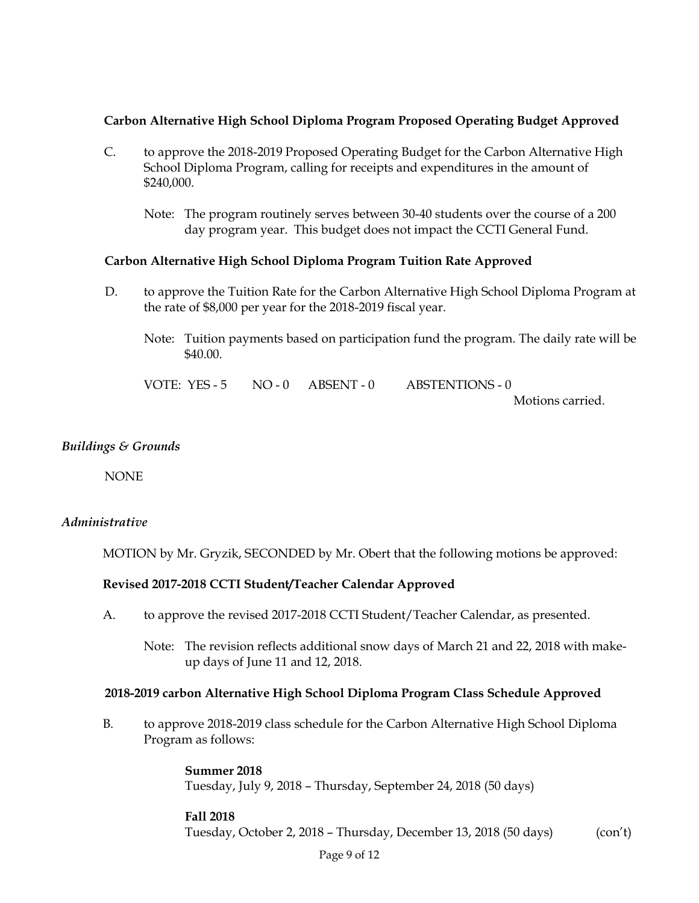**Carbon Alternative High School Diploma Program Proposed Operating Budget Approved**

C. to approve the 2018-2019 Proposed Operating Budget for the Carbon Alternative High School Diploma Program, calling for receipts and expenditures in the amount of $240,000.

Note: The program routinely serves between 30-40 students over the course of a 200 day program year. This budget does not impact the CCTI General Fund.

**Carbon Alternative High School Diploma Program Tuition Rate Approved**

D. to approve the Tuition Rate for the Carbon Alternative High School Diploma Program at the rate of $8,000 per year for the 2018-2019 fiscal year.

Note: Tuition payments based on participation fund the program. The daily rate will be $40.00.

VOTE: YES - 5 NO - 0 ABSENT - 0 ABSTENTIONS - 0

Motions carried.

*Buildings & Grounds*

NONE

*Administrative*

MOTION by Mr. Gryzik, SECONDED by Mr. Obert that the following motions be approved:

**Revised 2017-2018 CCTI Student/Teacher Calendar Approved**

A. to approve the revised 2017-2018 CCTI Student/Teacher Calendar, as presented.

Note: The revision reflects additional snow days of March 21 and 22, 2018 with make-up days of June 11 and 12, 2018.

**2018-2019 carbon Alternative High School Diploma Program Class Schedule Approved**

B. to approve 2018-2019 class schedule for the Carbon Alternative High School Diploma Program as follows:

**Summer 2018**
Tuesday, July 9, 2018 – Thursday, September 24, 2018 (50 days)

**Fall 2018**
Tuesday, October 2, 2018 – Thursday, December 13, 2018 (50 days) (con't)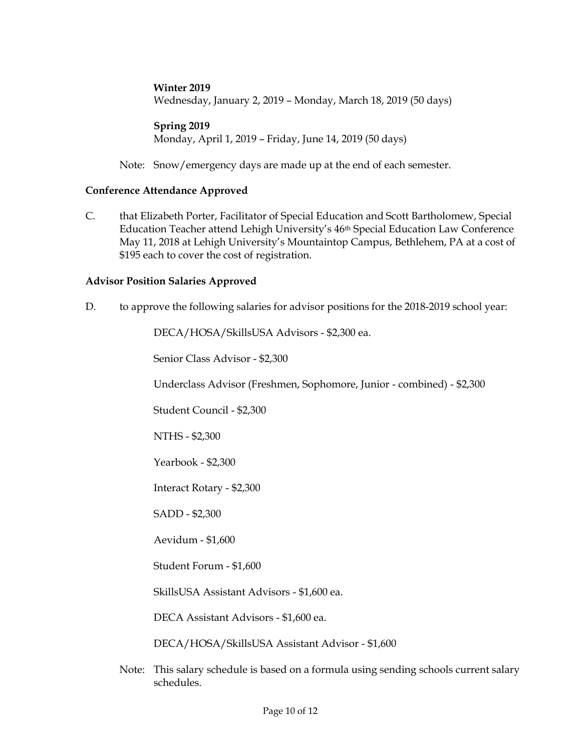**Winter 2019**
Wednesday, January 2, 2019 – Monday, March 18, 2019 (50 days)

**Spring 2019**
Monday, April 1, 2019 – Friday, June 14, 2019 (50 days)

Note: Snow/emergency days are made up at the end of each semester.

**Conference Attendance Approved**

C. that Elizabeth Porter, Facilitator of Special Education and Scott Bartholomew, Special Education Teacher attend Lehigh University's 46th Special Education Law Conference May 11, 2018 at Lehigh University's Mountaintop Campus, Bethlehem, PA at a cost of $195 each to cover the cost of registration.

**Advisor Position Salaries Approved**

D. to approve the following salaries for advisor positions for the 2018-2019 school year:

DECA/HOSA/SkillsUSA Advisors - $2,300 ea.

Senior Class Advisor - $2,300

Underclass Advisor (Freshmen, Sophomore, Junior - combined) - $2,300

Student Council - $2,300

NTHS - $2,300

Yearbook - $2,300

Interact Rotary - $2,300

SADD - $2,300

Aevidum - $1,600

Student Forum - $1,600

SkillsUSA Assistant Advisors - $1,600 ea.

DECA Assistant Advisors - $1,600 ea.

DECA/HOSA/SkillsUSA Assistant Advisor - $1,600

Note: This salary schedule is based on a formula using sending schools current salary schedules.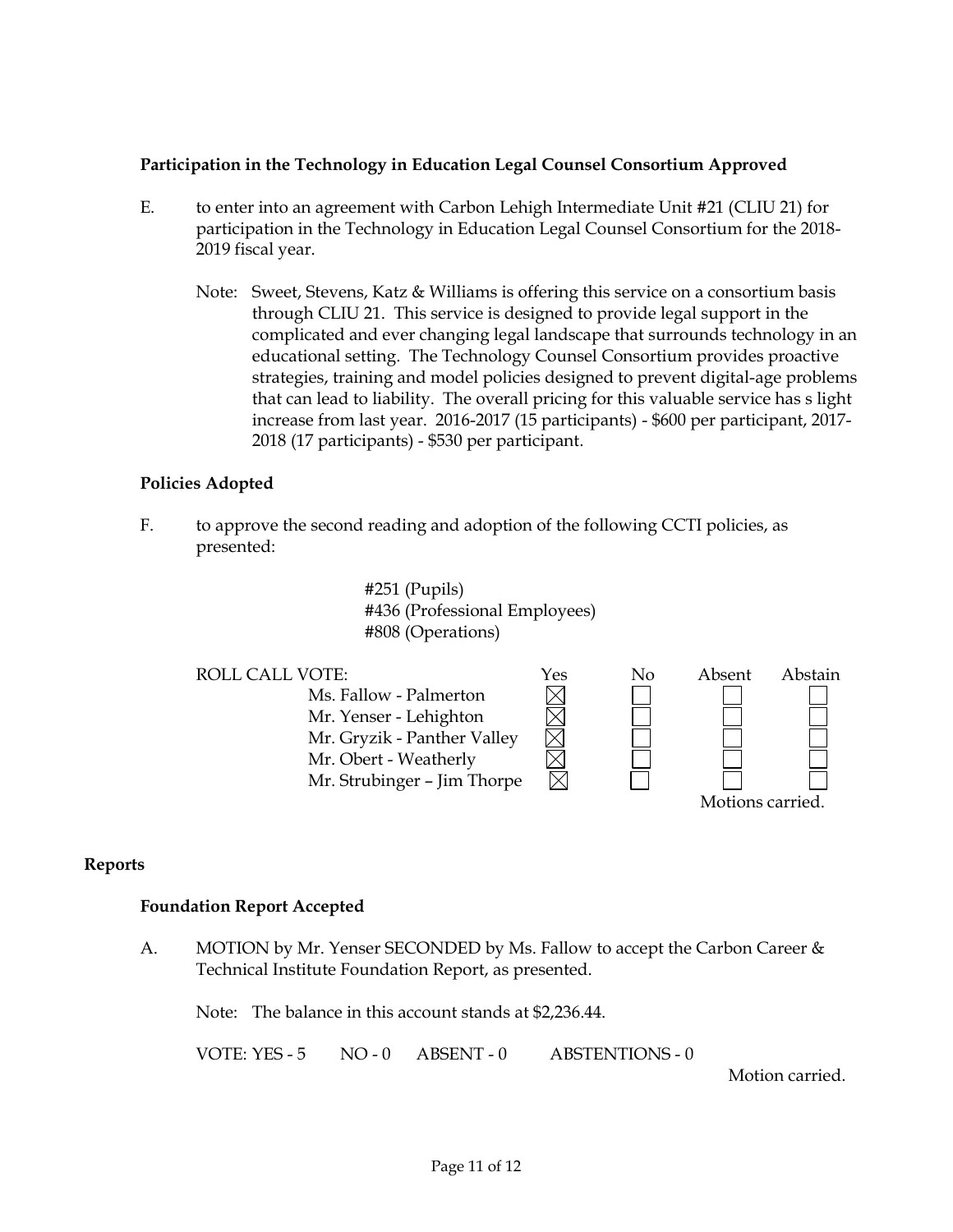### Participation in the Technology in Education Legal Counsel Consortium Approved

E. to enter into an agreement with Carbon Lehigh Intermediate Unit #21 (CLIU 21) for participation in the Technology in Education Legal Counsel Consortium for the 2018-2019 fiscal year.

Note: Sweet, Stevens, Katz & Williams is offering this service on a consortium basis through CLIU 21. This service is designed to provide legal support in the complicated and ever changing legal landscape that surrounds technology in an educational setting. The Technology Counsel Consortium provides proactive strategies, training and model policies designed to prevent digital-age problems that can lead to liability. The overall pricing for this valuable service has s light increase from last year. 2016-2017 (15 participants) - $600 per participant, 2017-2018 (17 participants) - $530 per participant.

### Policies Adopted

F. to approve the second reading and adoption of the following CCTI policies, as presented:

#251 (Pupils)
#436 (Professional Employees)
#808 (Operations)

| ROLL CALL VOTE: | Yes | No | Absent | Abstain |
|---|---|---|---|---|
| Ms. Fallow - Palmerton | ☒ | ☐ | ☐ | ☐ |
| Mr. Yenser - Lehighton | ☒ | ☐ | ☐ | ☐ |
| Mr. Gryzik - Panther Valley | ☒ | ☐ | ☐ | ☐ |
| Mr. Obert - Weatherly | ☒ | ☐ | ☐ | ☐ |
| Mr. Strubinger – Jim Thorpe | ☒ | ☐ | ☐ | ☐ |

Motions carried.

## Reports

### Foundation Report Accepted

A. MOTION by Mr. Yenser SECONDED by Ms. Fallow to accept the Carbon Career & Technical Institute Foundation Report, as presented.

Note: The balance in this account stands at $2,236.44.

VOTE: YES - 5 NO - 0 ABSENT - 0 ABSTENTIONS - 0

Motion carried.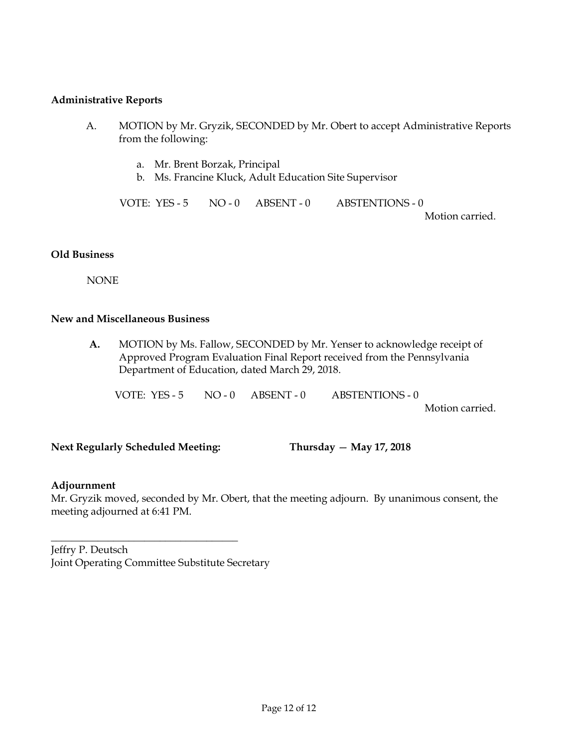**Administrative Reports**

A. MOTION by Mr. Gryzik, SECONDED by Mr. Obert to accept Administrative Reports from the following:

   a. Mr. Brent Borzak, Principal
   b. Ms. Francine Kluck, Adult Education Site Supervisor

   VOTE: YES - 5    NO - 0    ABSENT - 0    ABSTENTIONS - 0

   Motion carried.

**Old Business**

NONE

**New and Miscellaneous Business**

**A.** MOTION by Ms. Fallow, SECONDED by Mr. Yenser to acknowledge receipt of Approved Program Evaluation Final Report received from the Pennsylvania Department of Education, dated March 29, 2018.

   VOTE: YES - 5    NO - 0    ABSENT - 0    ABSTENTIONS - 0

   Motion carried.

**Next Regularly Scheduled Meeting:** **Thursday — May 17, 2018**

**Adjournment**

Mr. Gryzik moved, seconded by Mr. Obert, that the meeting adjourn. By unanimous consent, the meeting adjourned at 6:41 PM.

______________________________________

Jeffry P. Deutsch
Joint Operating Committee Substitute Secretary